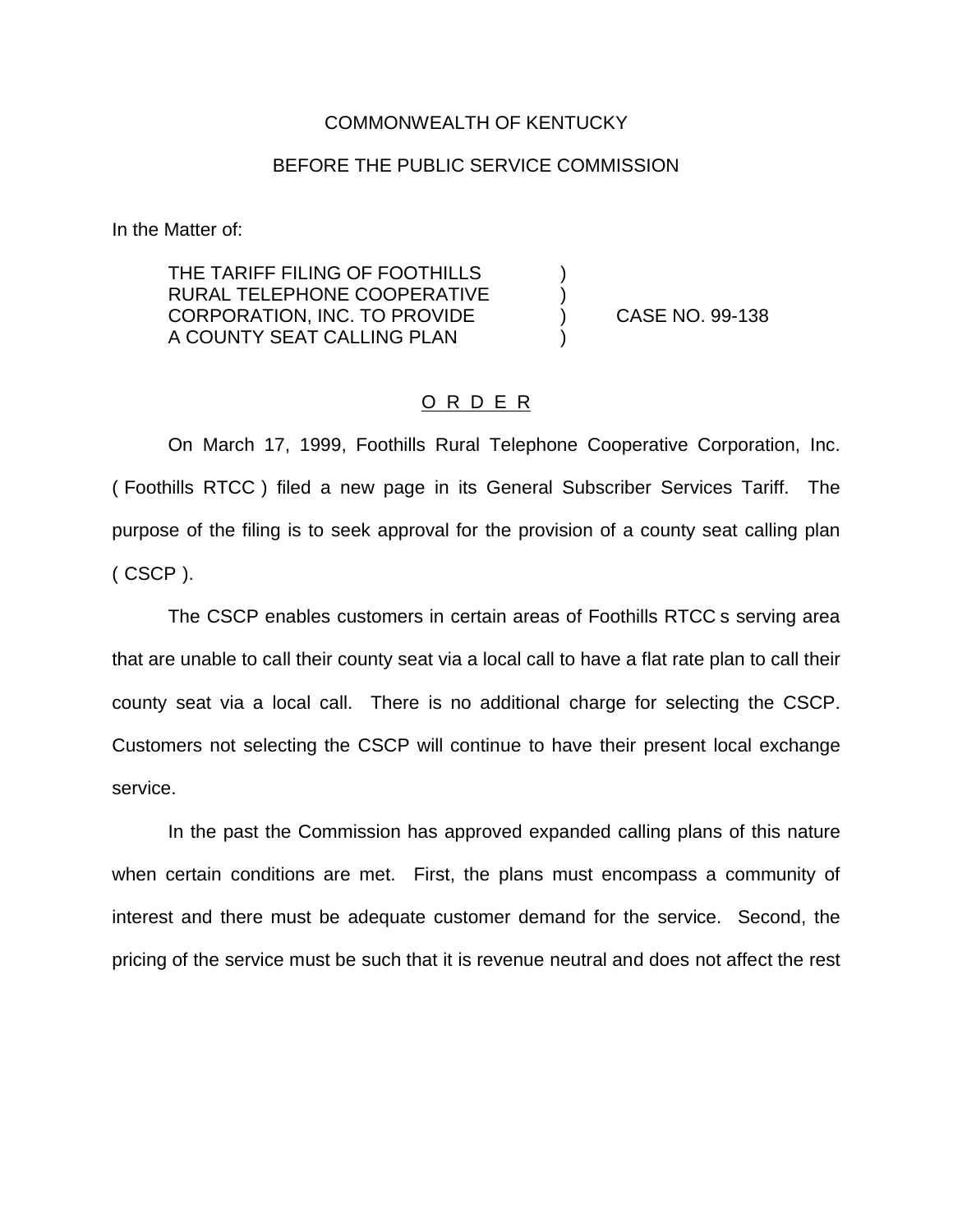COMMONWEALTH OF KENTUCKY

BEFORE THE PUBLIC SERVICE COMMISSION

In the Matter of:

THE TARIFF FILING OF FOOTHILLS RURAL TELEPHONE COOPERATIVE CORPORATION, INC. TO PROVIDE A COUNTY SEAT CALLING PLAN ) CASE NO. 99-138

O R D E R

On March 17, 1999, Foothills Rural Telephone Cooperative Corporation, Inc. ( Foothills RTCC ) filed a new page in its General Subscriber Services Tariff. The purpose of the filing is to seek approval for the provision of a county seat calling plan ( CSCP ).

The CSCP enables customers in certain areas of Foothills RTCC s serving area that are unable to call their county seat via a local call to have a flat rate plan to call their county seat via a local call. There is no additional charge for selecting the CSCP. Customers not selecting the CSCP will continue to have their present local exchange service.

In the past the Commission has approved expanded calling plans of this nature when certain conditions are met. First, the plans must encompass a community of interest and there must be adequate customer demand for the service. Second, the pricing of the service must be such that it is revenue neutral and does not affect the rest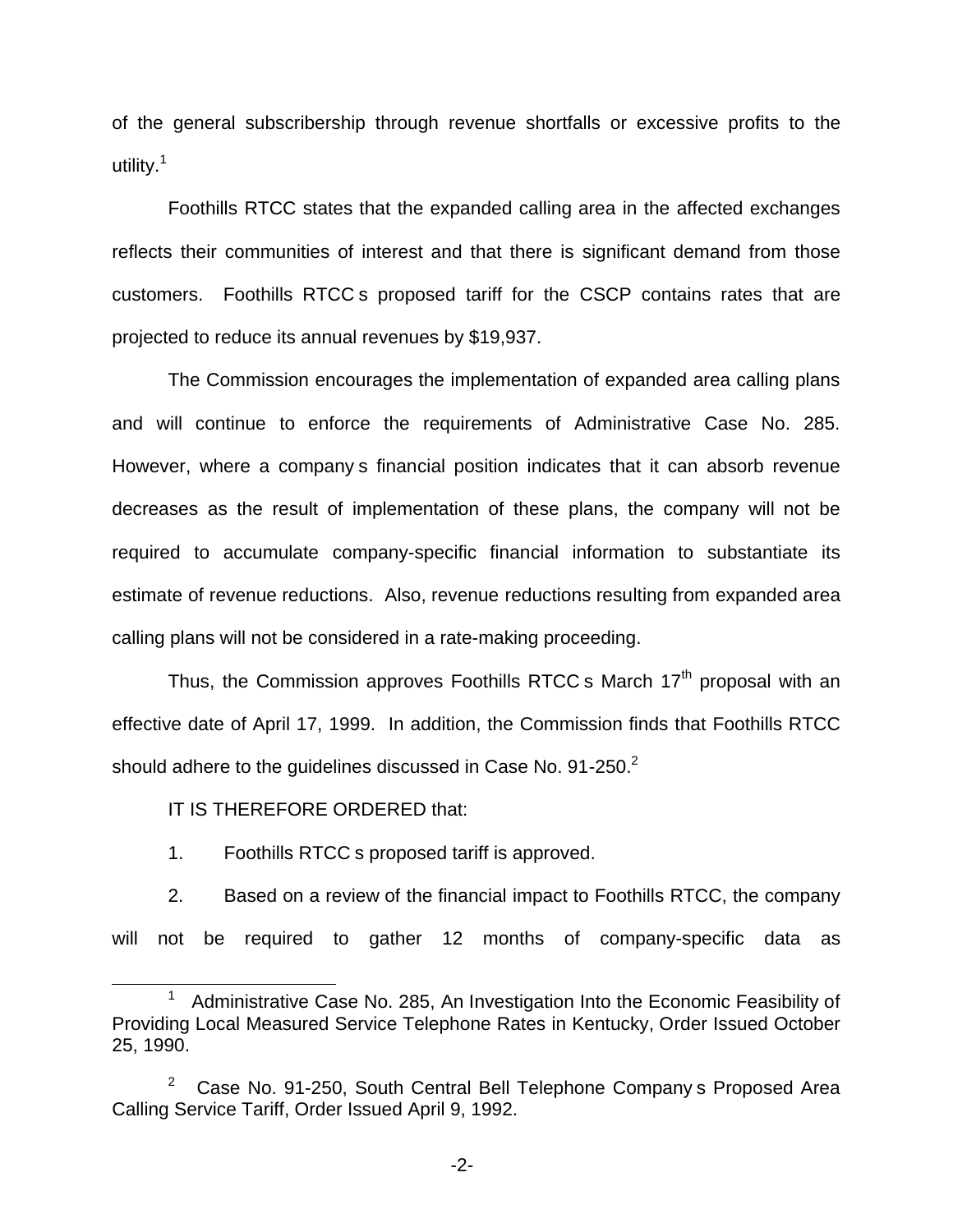of the general subscribership through revenue shortfalls or excessive profits to the utility.[1]

Foothills RTCC states that the expanded calling area in the affected exchanges reflects their communities of interest and that there is significant demand from those customers. Foothills RTCC s proposed tariff for the CSCP contains rates that are projected to reduce its annual revenues by $19,937.

The Commission encourages the implementation of expanded area calling plans and will continue to enforce the requirements of Administrative Case No. 285. However, where a company s financial position indicates that it can absorb revenue decreases as the result of implementation of these plans, the company will not be required to accumulate company-specific financial information to substantiate its estimate of revenue reductions. Also, revenue reductions resulting from expanded area calling plans will not be considered in a rate-making proceeding.

Thus, the Commission approves Foothills RTCC s March 17th proposal with an effective date of April 17, 1999. In addition, the Commission finds that Foothills RTCC should adhere to the guidelines discussed in Case No. 91-250.[2]

IT IS THEREFORE ORDERED that:

1. Foothills RTCC s proposed tariff is approved.

2. Based on a review of the financial impact to Foothills RTCC, the company will not be required to gather 12 months of company-specific data as

[1] Administrative Case No. 285, An Investigation Into the Economic Feasibility of Providing Local Measured Service Telephone Rates in Kentucky, Order Issued October 25, 1990.

[2] Case No. 91-250, South Central Bell Telephone Company s Proposed Area Calling Service Tariff, Order Issued April 9, 1992.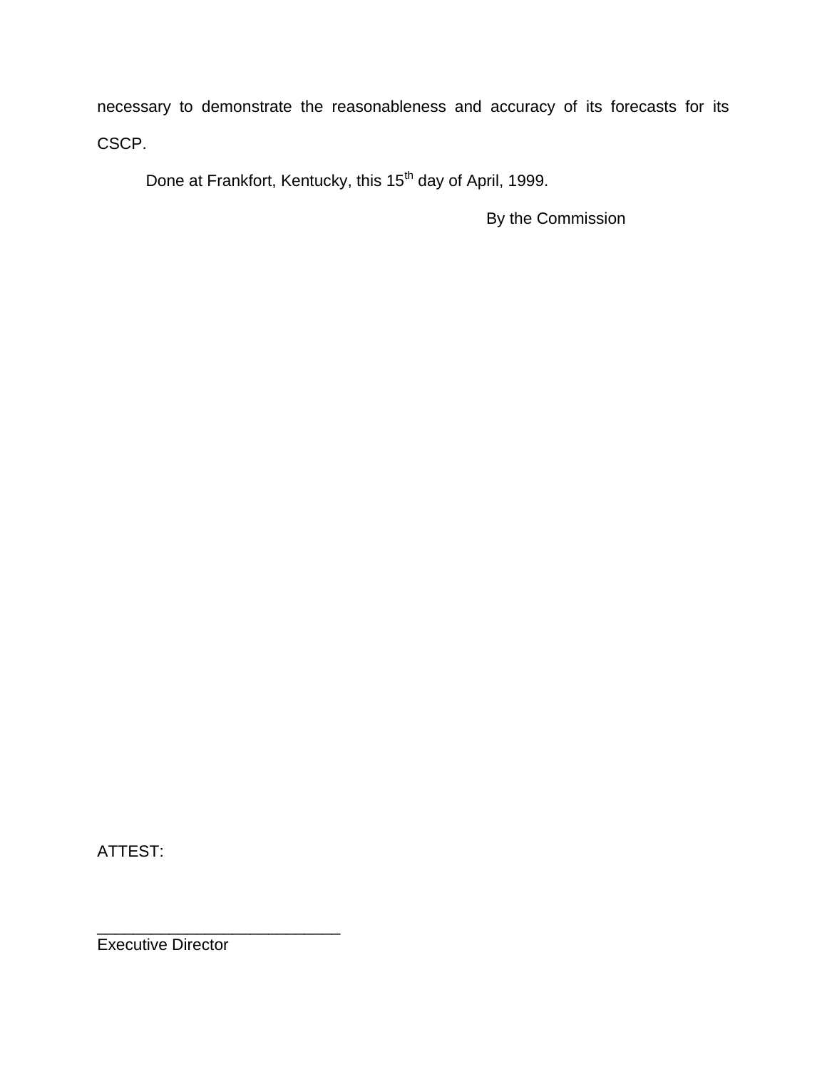necessary to demonstrate the reasonableness and accuracy of its forecasts for its CSCP.

Done at Frankfort, Kentucky, this 15th day of April, 1999.

By the Commission

ATTEST:

___________________________
Executive Director